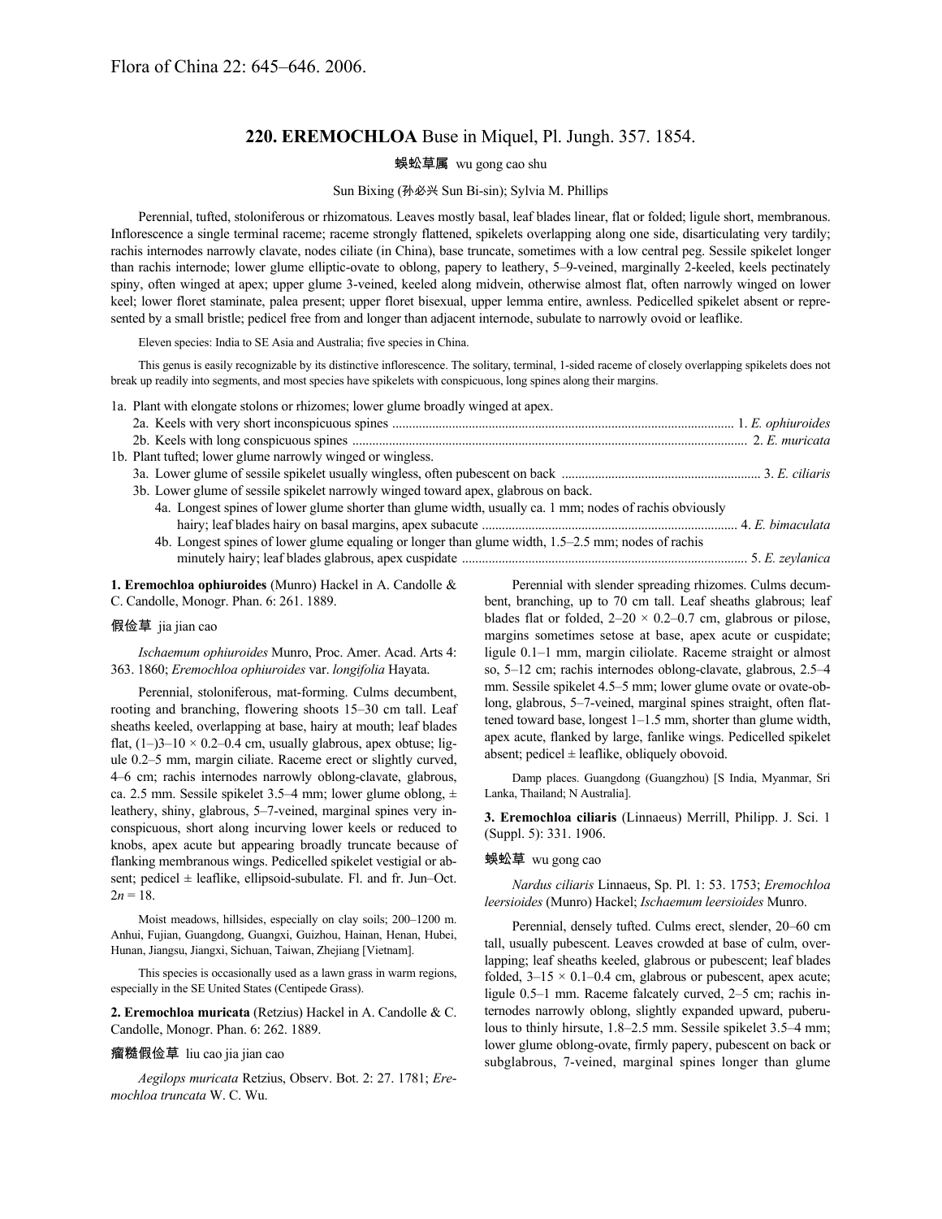Flora of China 22: 645–646. 2006.

# 220. EREMOCHLOA Buse in Miquel, Pl. Jungh. 357. 1854.

蜈蚣草属 wu gong cao shu

Sun Bixing (孙必兴 Sun Bi-sin); Sylvia M. Phillips

Perennial, tufted, stoloniferous or rhizomatous. Leaves mostly basal, leaf blades linear, flat or folded; ligule short, membranous. Inflorescence a single terminal raceme; raceme strongly flattened, spikelets overlapping along one side, disarticulating very tardily; rachis internodes narrowly clavate, nodes ciliate (in China), base truncate, sometimes with a low central peg. Sessile spikelet longer than rachis internode; lower glume elliptic-ovate to oblong, papery to leathery, 5–9-veined, marginally 2-keeled, keels pectinately spiny, often winged at apex; upper glume 3-veined, keeled along midvein, otherwise almost flat, often narrowly winged on lower keel; lower floret staminate, palea present; upper floret bisexual, upper lemma entire, awnless. Pedicelled spikelet absent or represented by a small bristle; pedicel free from and longer than adjacent internode, subulate to narrowly ovoid or leaflike.

Eleven species: India to SE Asia and Australia; five species in China.

This genus is easily recognizable by its distinctive inflorescence. The solitary, terminal, 1-sided raceme of closely overlapping spikelets does not break up readily into segments, and most species have spikelets with conspicuous, long spines along their margins.

1a. Plant with elongate stolons or rhizomes; lower glume broadly winged at apex.
  2a. Keels with very short inconspicuous spines ..... 1. *E. ophiuroides*
  2b. Keels with long conspicuous spines ..... 2. *E. muricata*
1b. Plant tufted; lower glume narrowly winged or wingless.
  3a. Lower glume of sessile spikelet usually wingless, often pubescent on back ..... 3. *E. ciliaris*
  3b. Lower glume of sessile spikelet narrowly winged toward apex, glabrous on back.
    4a. Longest spines of lower glume shorter than glume width, usually ca. 1 mm; nodes of rachis obviously hairy; leaf blades hairy on basal margins, apex subacute ..... 4. *E. bimaculata*
    4b. Longest spines of lower glume equaling or longer than glume width, 1.5–2.5 mm; nodes of rachis minutely hairy; leaf blades glabrous, apex cuspidate ..... 5. *E. zeylanica*

**1. Eremochloa ophiuroides** (Munro) Hackel in A. Candolle & C. Candolle, Monogr. Phan. 6: 261. 1889.

假俭草 jia jian cao

*Ischaemum ophiuroides* Munro, Proc. Amer. Acad. Arts 4: 363. 1860; *Eremochloa ophiuroides* var. *longifolia* Hayata.

Perennial, stoloniferous, mat-forming. Culms decumbent, rooting and branching, flowering shoots 15–30 cm tall. Leaf sheaths keeled, overlapping at base, hairy at mouth; leaf blades flat, (1–)3–10 × 0.2–0.4 cm, usually glabrous, apex obtuse; ligule 0.2–5 mm, margin ciliate. Raceme erect or slightly curved, 4–6 cm; rachis internodes narrowly oblong-clavate, glabrous, ca. 2.5 mm. Sessile spikelet 3.5–4 mm; lower glume oblong, ± leathery, shiny, glabrous, 5–7-veined, marginal spines very inconspicuous, short along incurving lower keels or reduced to knobs, apex acute but appearing broadly truncate because of flanking membranous wings. Pedicelled spikelet vestigial or absent; pedicel ± leaflike, ellipsoid-subulate. Fl. and fr. Jun–Oct. $2n = 18$.

Moist meadows, hillsides, especially on clay soils; 200–1200 m. Anhui, Fujian, Guangdong, Guangxi, Guizhou, Hainan, Henan, Hubei, Hunan, Jiangsu, Jiangxi, Sichuan, Taiwan, Zhejiang [Vietnam].

This species is occasionally used as a lawn grass in warm regions, especially in the SE United States (Centipede Grass).

**2. Eremochloa muricata** (Retzius) Hackel in A. Candolle & C. Candolle, Monogr. Phan. 6: 262. 1889.

瘤糙假俭草 liu cao jia jian cao

*Aegilops muricata* Retzius, Observ. Bot. 2: 27. 1781; *Eremochloa truncata* W. C. Wu.

Perennial with slender spreading rhizomes. Culms decumbent, branching, up to 70 cm tall. Leaf sheaths glabrous; leaf blades flat or folded, 2–20 × 0.2–0.7 cm, glabrous or pilose, margins sometimes setose at base, apex acute or cuspidate; ligule 0.1–1 mm, margin ciliolate. Raceme straight or almost so, 5–12 cm; rachis internodes oblong-clavate, glabrous, 2.5–4 mm. Sessile spikelet 4.5–5 mm; lower glume ovate or ovate-oblong, glabrous, 5–7-veined, marginal spines straight, often flattened toward base, longest 1–1.5 mm, shorter than glume width, apex acute, flanked by large, fanlike wings. Pedicelled spikelet absent; pedicel ± leaflike, obliquely obovoid.

Damp places. Guangdong (Guangzhou) [S India, Myanmar, Sri Lanka, Thailand; N Australia].

**3. Eremochloa ciliaris** (Linnaeus) Merrill, Philipp. J. Sci. 1 (Suppl. 5): 331. 1906.

蜈蚣草 wu gong cao

*Nardus ciliaris* Linnaeus, Sp. Pl. 1: 53. 1753; *Eremochloa leersioides* (Munro) Hackel; *Ischaemum leersioides* Munro.

Perennial, densely tufted. Culms erect, slender, 20–60 cm tall, usually pubescent. Leaves crowded at base of culm, overlapping; leaf sheaths keeled, glabrous or pubescent; leaf blades folded, 3–15 × 0.1–0.4 cm, glabrous or pubescent, apex acute; ligule 0.5–1 mm. Raceme falcately curved, 2–5 cm; rachis internodes narrowly oblong, slightly expanded upward, puberulous to thinly hirsute, 1.8–2.5 mm. Sessile spikelet 3.5–4 mm; lower glume oblong-ovate, firmly papery, pubescent on back or subglabrous, 7-veined, marginal spines longer than glume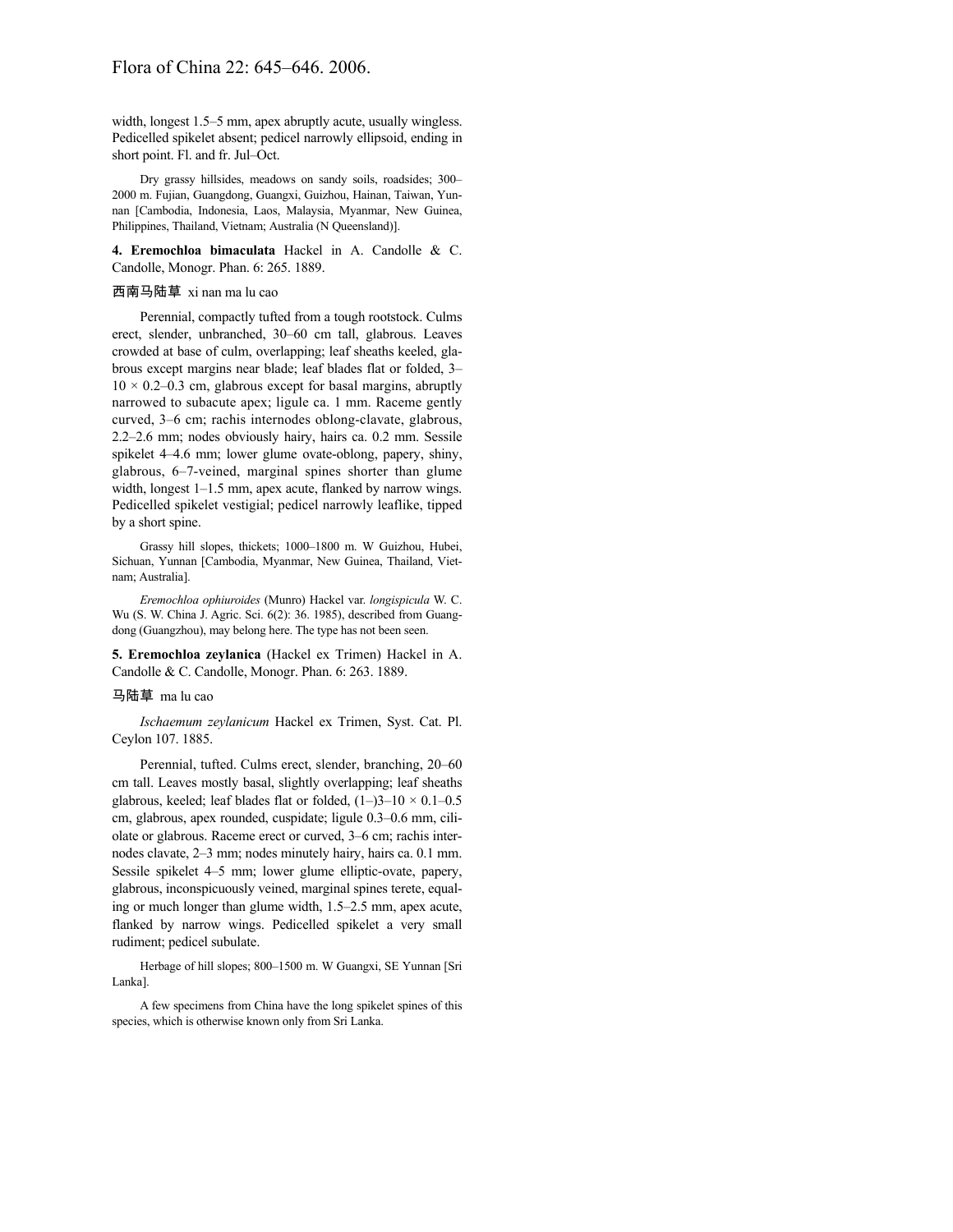width, longest 1.5–5 mm, apex abruptly acute, usually wingless. Pedicelled spikelet absent; pedicel narrowly ellipsoid, ending in short point. Fl. and fr. Jul–Oct.

Dry grassy hillsides, meadows on sandy soils, roadsides; 300–2000 m. Fujian, Guangdong, Guangxi, Guizhou, Hainan, Taiwan, Yunnan [Cambodia, Indonesia, Laos, Malaysia, Myanmar, New Guinea, Philippines, Thailand, Vietnam; Australia (N Queensland)].

**4. Eremochloa bimaculata** Hackel in A. Candolle & C. Candolle, Monogr. Phan. 6: 265. 1889.

西南马陆草 xi nan ma lu cao

Perennial, compactly tufted from a tough rootstock. Culms erect, slender, unbranched, 30–60 cm tall, glabrous. Leaves crowded at base of culm, overlapping; leaf sheaths keeled, glabrous except margins near blade; leaf blades flat or folded, 3–10 × 0.2–0.3 cm, glabrous except for basal margins, abruptly narrowed to subacute apex; ligule ca. 1 mm. Raceme gently curved, 3–6 cm; rachis internodes oblong-clavate, glabrous, 2.2–2.6 mm; nodes obviously hairy, hairs ca. 0.2 mm. Sessile spikelet 4–4.6 mm; lower glume ovate-oblong, papery, shiny, glabrous, 6–7-veined, marginal spines shorter than glume width, longest 1–1.5 mm, apex acute, flanked by narrow wings. Pedicelled spikelet vestigial; pedicel narrowly leaflike, tipped by a short spine.

Grassy hill slopes, thickets; 1000–1800 m. W Guizhou, Hubei, Sichuan, Yunnan [Cambodia, Myanmar, New Guinea, Thailand, Vietnam; Australia].

*Eremochloa ophiuroides* (Munro) Hackel var. *longispicula* W. C. Wu (S. W. China J. Agric. Sci. 6(2): 36. 1985), described from Guangdong (Guangzhou), may belong here. The type has not been seen.

**5. Eremochloa zeylanica** (Hackel ex Trimen) Hackel in A. Candolle & C. Candolle, Monogr. Phan. 6: 263. 1889.

马陆草 ma lu cao

*Ischaemum zeylanicum* Hackel ex Trimen, Syst. Cat. Pl. Ceylon 107. 1885.

Perennial, tufted. Culms erect, slender, branching, 20–60 cm tall. Leaves mostly basal, slightly overlapping; leaf sheaths glabrous, keeled; leaf blades flat or folded, (1–)3–10 × 0.1–0.5 cm, glabrous, apex rounded, cuspidate; ligule 0.3–0.6 mm, ciliolate or glabrous. Raceme erect or curved, 3–6 cm; rachis internodes clavate, 2–3 mm; nodes minutely hairy, hairs ca. 0.1 mm. Sessile spikelet 4–5 mm; lower glume elliptic-ovate, papery, glabrous, inconspicuously veined, marginal spines terete, equaling or much longer than glume width, 1.5–2.5 mm, apex acute, flanked by narrow wings. Pedicelled spikelet a very small rudiment; pedicel subulate.

Herbage of hill slopes; 800–1500 m. W Guangxi, SE Yunnan [Sri Lanka].

A few specimens from China have the long spikelet spines of this species, which is otherwise known only from Sri Lanka.